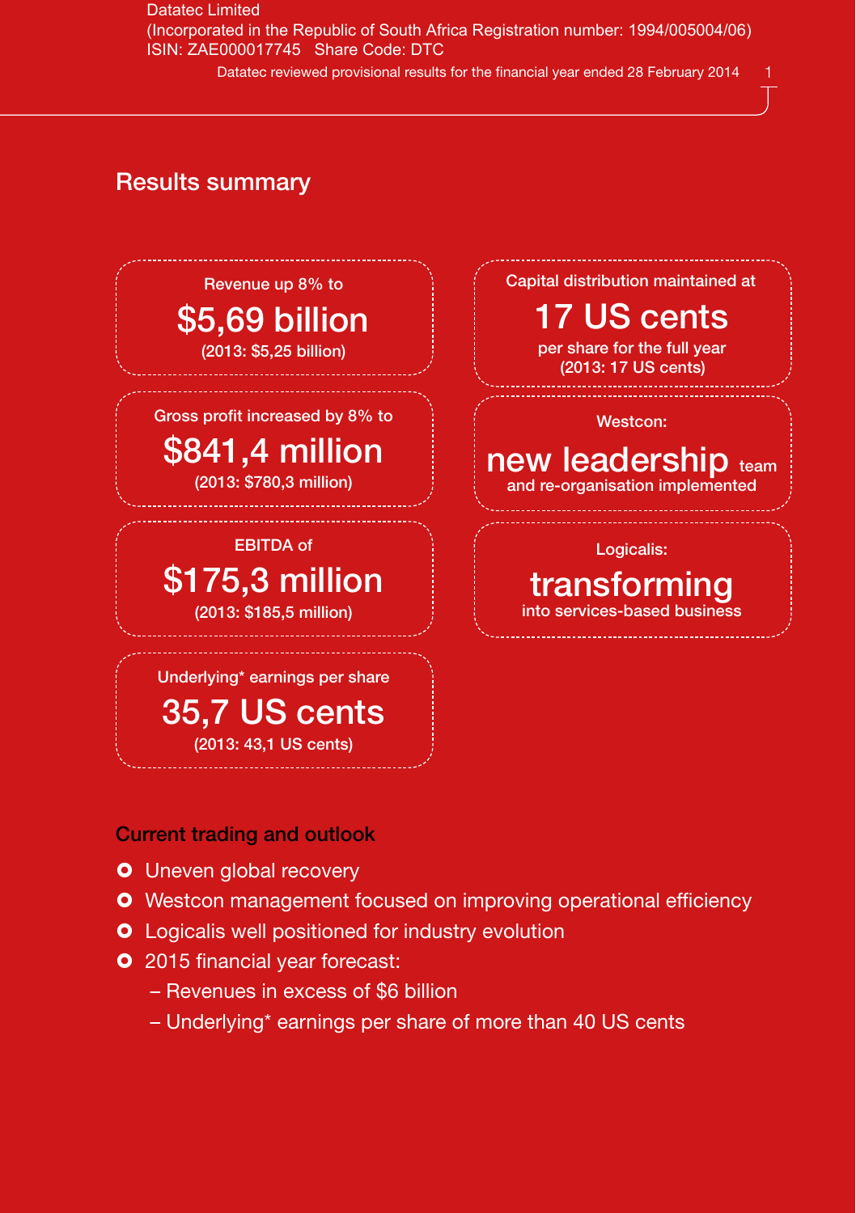Datatec Limited
(Incorporated in the Republic of South Africa Registration number: 1994/005004/06)
ISIN: ZAE000017745 Share Code: DTC

Datatec reviewed provisional results for the financial year ended 28 February 2014

## Results summary

Revenue up 8% to
**$5,69 billion**
(2013: $5,25 billion)

Gross profit increased by 8% to
**$841,4 million**
(2013: $780,3 million)

EBITDA of
**$175,3 million**
(2013: $185,5 million)

Underlying* earnings per share
**35,7 US cents**
(2013: 43,1 US cents)

Capital distribution maintained at
**17 US cents**
per share for the full year
(2013: 17 US cents)

Westcon:
**new leadership** team
and re-organisation implemented

Logicalis:
**transforming**
into services-based business

### Current trading and outlook

- Uneven global recovery
- Westcon management focused on improving operational efficiency
- Logicalis well positioned for industry evolution
- 2015 financial year forecast:
  - Revenues in excess of $6 billion
  - Underlying* earnings per share of more than 40 US cents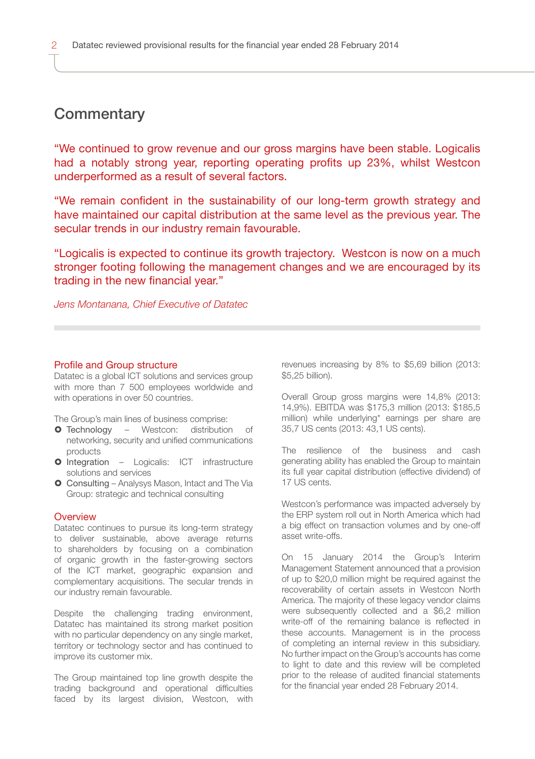# Commentary

"We continued to grow revenue and our gross margins have been stable. Logicalis had a notably strong year, reporting operating profits up 23%, whilst Westcon underperformed as a result of several factors.

"We remain confident in the sustainability of our long-term growth strategy and have maintained our capital distribution at the same level as the previous year. The secular trends in our industry remain favourable.

"Logicalis is expected to continue its growth trajectory. Westcon is now on a much stronger footing following the management changes and we are encouraged by its trading in the new financial year."

*Jens Montanana, Chief Executive of Datatec*

## Profile and Group structure

Datatec is a global ICT solutions and services group with more than 7 500 employees worldwide and with operations in over 50 countries.

The Group's main lines of business comprise:

- Technology – Westcon: distribution of networking, security and unified communications products
- Integration – Logicalis: ICT infrastructure solutions and services
- Consulting – Analysys Mason, Intact and The Via Group: strategic and technical consulting

## Overview

Datatec continues to pursue its long-term strategy to deliver sustainable, above average returns to shareholders by focusing on a combination of organic growth in the faster-growing sectors of the ICT market, geographic expansion and complementary acquisitions. The secular trends in our industry remain favourable.

Despite the challenging trading environment, Datatec has maintained its strong market position with no particular dependency on any single market, territory or technology sector and has continued to improve its customer mix.

The Group maintained top line growth despite the trading background and operational difficulties faced by its largest division, Westcon, with revenues increasing by 8% to $5,69 billion (2013: $5,25 billion).

Overall Group gross margins were 14,8% (2013: 14,9%). EBITDA was $175,3 million (2013: $185,5 million) while underlying* earnings per share are 35,7 US cents (2013: 43,1 US cents).

The resilience of the business and cash generating ability has enabled the Group to maintain its full year capital distribution (effective dividend) of 17 US cents.

Westcon's performance was impacted adversely by the ERP system roll out in North America which had a big effect on transaction volumes and by one-off asset write-offs.

On 15 January 2014 the Group's Interim Management Statement announced that a provision of up to $20,0 million might be required against the recoverability of certain assets in Westcon North America. The majority of these legacy vendor claims were subsequently collected and a $6,2 million write-off of the remaining balance is reflected in these accounts. Management is in the process of completing an internal review in this subsidiary. No further impact on the Group's accounts has come to light to date and this review will be completed prior to the release of audited financial statements for the financial year ended 28 February 2014.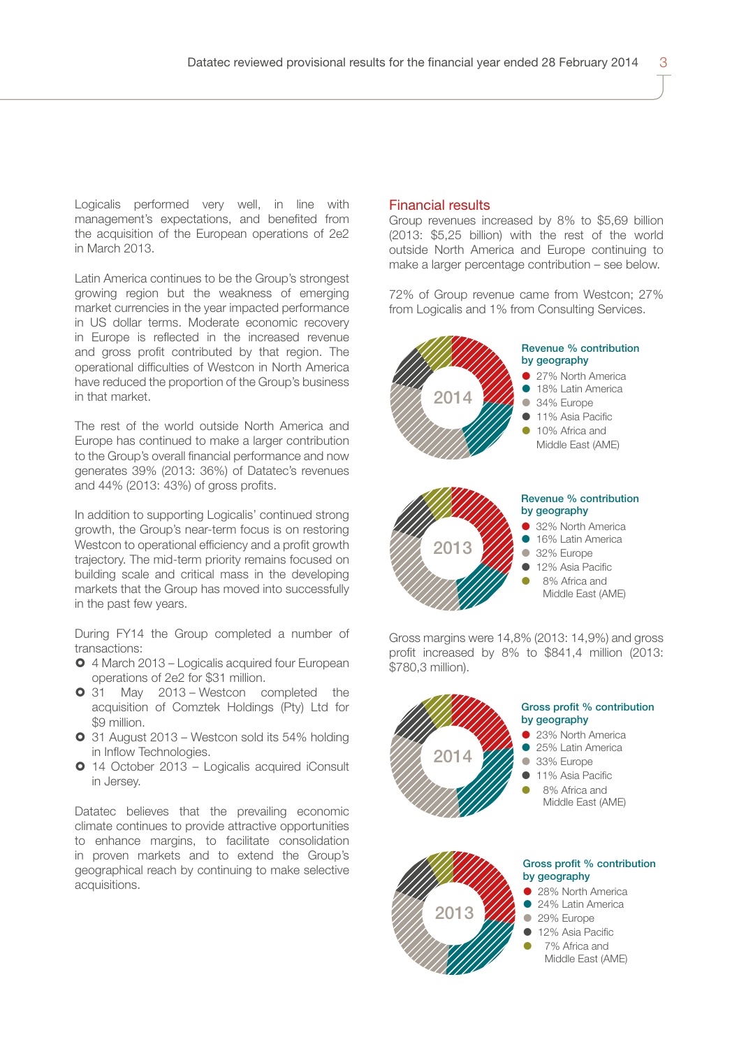Logicalis performed very well, in line with management's expectations, and benefited from the acquisition of the European operations of 2e2 in March 2013.

Latin America continues to be the Group's strongest growing region but the weakness of emerging market currencies in the year impacted performance in US dollar terms. Moderate economic recovery in Europe is reflected in the increased revenue and gross profit contributed by that region. The operational difficulties of Westcon in North America have reduced the proportion of the Group's business in that market.

The rest of the world outside North America and Europe has continued to make a larger contribution to the Group's overall financial performance and now generates 39% (2013: 36%) of Datatec's revenues and 44% (2013: 43%) of gross profits.

In addition to supporting Logicalis' continued strong growth, the Group's near-term focus is on restoring Westcon to operational efficiency and a profit growth trajectory. The mid-term priority remains focused on building scale and critical mass in the developing markets that the Group has moved into successfully in the past few years.

During FY14 the Group completed a number of transactions:

- 4 March 2013 – Logicalis acquired four European operations of 2e2 for $31 million.
- 31 May 2013 – Westcon completed the acquisition of Comztek Holdings (Pty) Ltd for $9 million.
- 31 August 2013 – Westcon sold its 54% holding in Inflow Technologies.
- 14 October 2013 – Logicalis acquired iConsult in Jersey.

Datatec believes that the prevailing economic climate continues to provide attractive opportunities to enhance margins, to facilitate consolidation in proven markets and to extend the Group's geographical reach by continuing to make selective acquisitions.

## Financial results

Group revenues increased by 8% to $5,69 billion (2013: $5,25 billion) with the rest of the world outside North America and Europe continuing to make a larger percentage contribution – see below.

72% of Group revenue came from Westcon; 27% from Logicalis and 1% from Consulting Services.

**2014 – Revenue % contribution by geography**

- 27% North America
- 18% Latin America
- 34% Europe
- 11% Asia Pacific
- 10% Africa and Middle East (AME)

**2013 – Revenue % contribution by geography**

- 32% North America
- 16% Latin America
- 32% Europe
- 12% Asia Pacific
- 8% Africa and Middle East (AME)

Gross margins were 14,8% (2013: 14,9%) and gross profit increased by 8% to $841,4 million (2013: $780,3 million).

**2014 – Gross profit % contribution by geography**

- 23% North America
- 25% Latin America
- 33% Europe
- 11% Asia Pacific
- 8% Africa and Middle East (AME)

**2013 – Gross profit % contribution by geography**

- 28% North America
- 24% Latin America
- 29% Europe
- 12% Asia Pacific
- 7% Africa and Middle East (AME)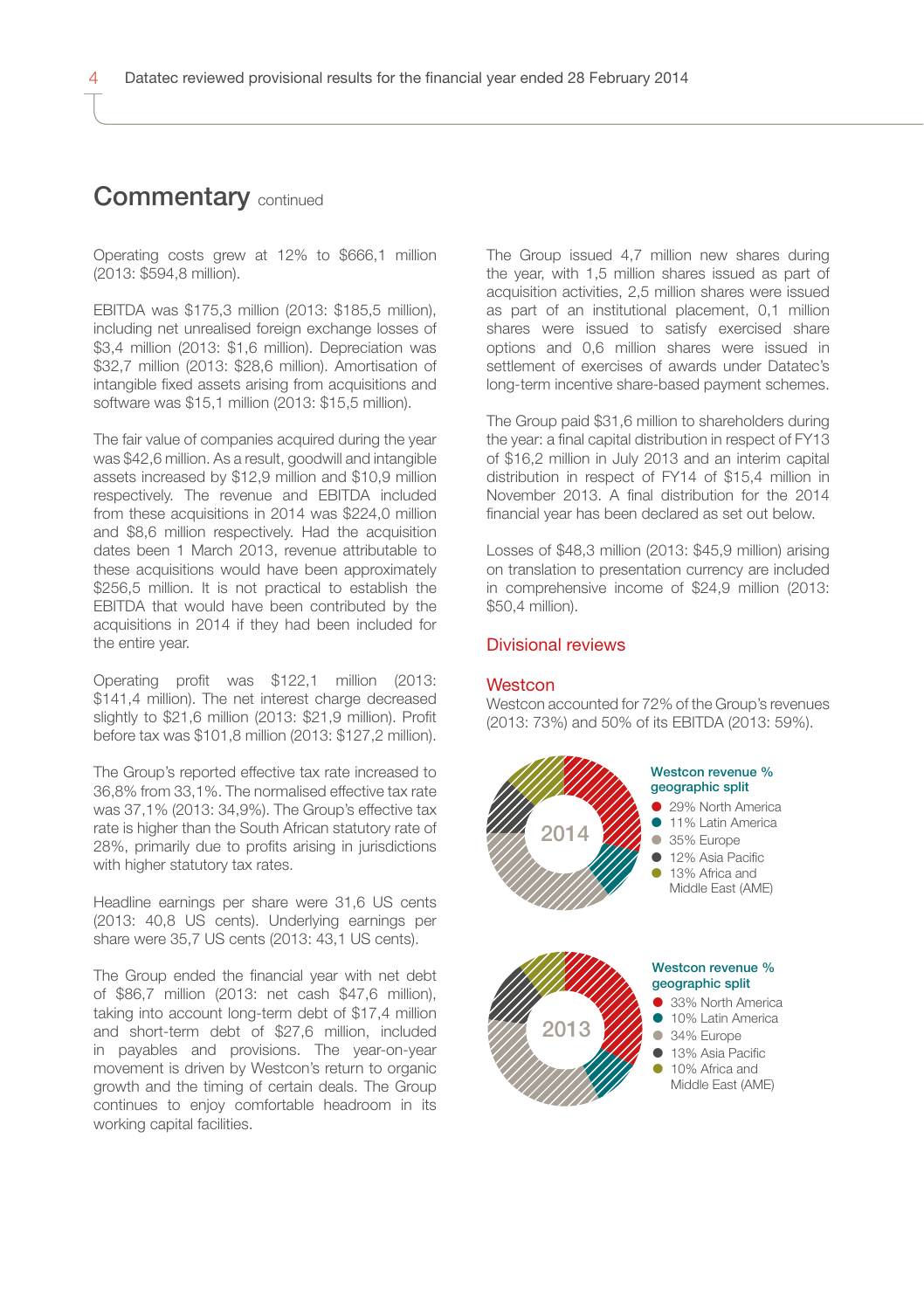## Commentary continued

Operating costs grew at 12% to $666,1 million (2013: $594,8 million).

EBITDA was $175,3 million (2013: $185,5 million), including net unrealised foreign exchange losses of $3,4 million (2013: $1,6 million). Depreciation was $32,7 million (2013: $28,6 million). Amortisation of intangible fixed assets arising from acquisitions and software was $15,1 million (2013: $15,5 million).

The fair value of companies acquired during the year was $42,6 million. As a result, goodwill and intangible assets increased by $12,9 million and $10,9 million respectively. The revenue and EBITDA included from these acquisitions in 2014 was $224,0 million and $8,6 million respectively. Had the acquisition dates been 1 March 2013, revenue attributable to these acquisitions would have been approximately $256,5 million. It is not practical to establish the EBITDA that would have been contributed by the acquisitions in 2014 if they had been included for the entire year.

Operating profit was $122,1 million (2013: $141,4 million). The net interest charge decreased slightly to $21,6 million (2013: $21,9 million). Profit before tax was $101,8 million (2013: $127,2 million).

The Group's reported effective tax rate increased to 36,8% from 33,1%. The normalised effective tax rate was 37,1% (2013: 34,9%). The Group's effective tax rate is higher than the South African statutory rate of 28%, primarily due to profits arising in jurisdictions with higher statutory tax rates.

Headline earnings per share were 31,6 US cents (2013: 40,8 US cents). Underlying earnings per share were 35,7 US cents (2013: 43,1 US cents).

The Group ended the financial year with net debt of $86,7 million (2013: net cash $47,6 million), taking into account long-term debt of $17,4 million and short-term debt of $27,6 million, included in payables and provisions. The year-on-year movement is driven by Westcon's return to organic growth and the timing of certain deals. The Group continues to enjoy comfortable headroom in its working capital facilities.

The Group issued 4,7 million new shares during the year, with 1,5 million shares issued as part of acquisition activities, 2,5 million shares were issued as part of an institutional placement, 0,1 million shares were issued to satisfy exercised share options and 0,6 million shares were issued in settlement of exercises of awards under Datatec's long-term incentive share-based payment schemes.

The Group paid $31,6 million to shareholders during the year: a final capital distribution in respect of FY13 of $16,2 million in July 2013 and an interim capital distribution in respect of FY14 of $15,4 million in November 2013. A final distribution for the 2014 financial year has been declared as set out below.

Losses of $48,3 million (2013: $45,9 million) arising on translation to presentation currency are included in comprehensive income of $24,9 million (2013: $50,4 million).

### Divisional reviews

#### Westcon

Westcon accounted for 72% of the Group's revenues (2013: 73%) and 50% of its EBITDA (2013: 59%).

**Westcon revenue % geographic split – 2014**

- 29% North America
- 11% Latin America
- 35% Europe
- 12% Asia Pacific
- 13% Africa and Middle East (AME)

**Westcon revenue % geographic split – 2013**

- 33% North America
- 10% Latin America
- 34% Europe
- 13% Asia Pacific
- 10% Africa and Middle East (AME)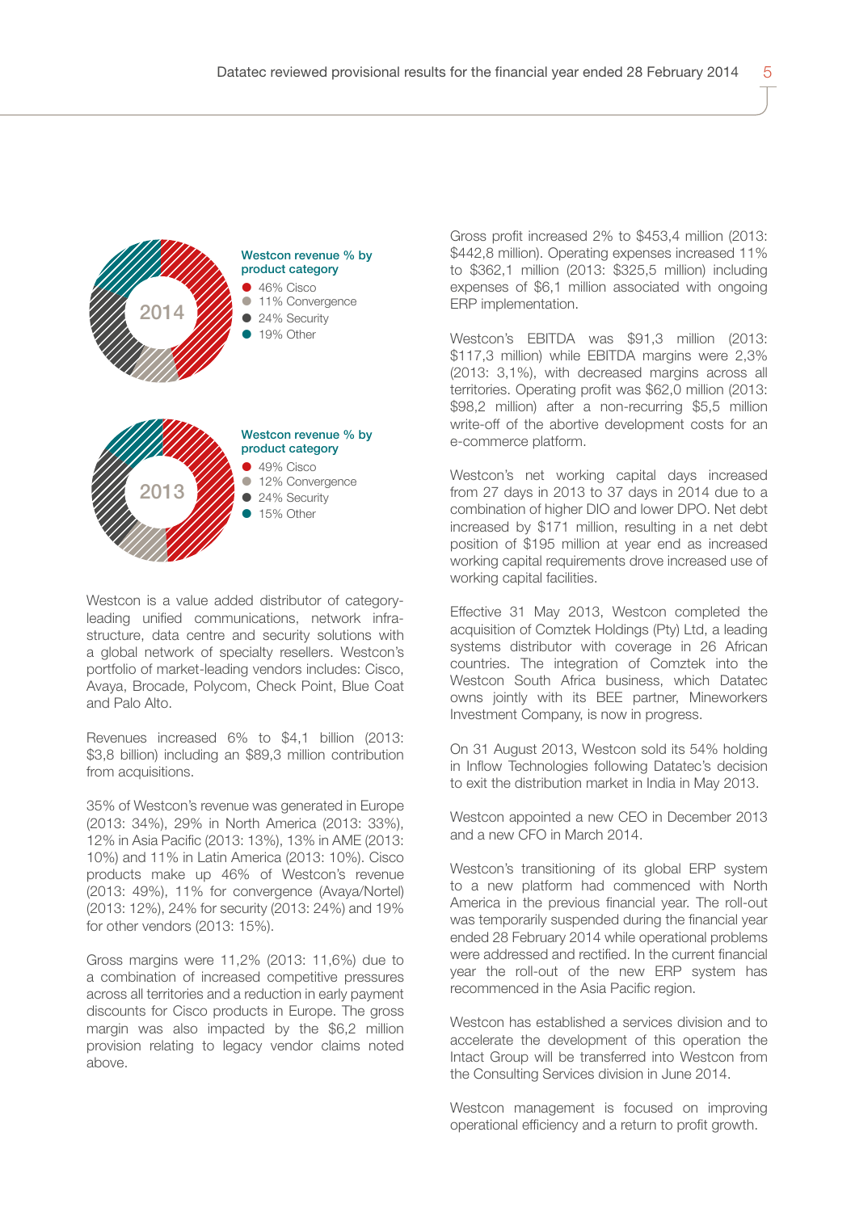**Westcon revenue % by product category**

2014

- 46% Cisco
- 11% Convergence
- 24% Security
- 19% Other

**Westcon revenue % by product category**

2013

- 49% Cisco
- 12% Convergence
- 24% Security
- 15% Other

Westcon is a value added distributor of category-leading unified communications, network infrastructure, data centre and security solutions with a global network of specialty resellers. Westcon's portfolio of market-leading vendors includes: Cisco, Avaya, Brocade, Polycom, Check Point, Blue Coat and Palo Alto.

Revenues increased 6% to $4,1 billion (2013: $3,8 billion) including an $89,3 million contribution from acquisitions.

35% of Westcon's revenue was generated in Europe (2013: 34%), 29% in North America (2013: 33%), 12% in Asia Pacific (2013: 13%), 13% in AME (2013: 10%) and 11% in Latin America (2013: 10%). Cisco products make up 46% of Westcon's revenue (2013: 49%), 11% for convergence (Avaya/Nortel) (2013: 12%), 24% for security (2013: 24%) and 19% for other vendors (2013: 15%).

Gross margins were 11,2% (2013: 11,6%) due to a combination of increased competitive pressures across all territories and a reduction in early payment discounts for Cisco products in Europe. The gross margin was also impacted by the $6,2 million provision relating to legacy vendor claims noted above.

Gross profit increased 2% to $453,4 million (2013: $442,8 million). Operating expenses increased 11% to $362,1 million (2013: $325,5 million) including expenses of $6,1 million associated with ongoing ERP implementation.

Westcon's EBITDA was $91,3 million (2013: $117,3 million) while EBITDA margins were 2,3% (2013: 3,1%), with decreased margins across all territories. Operating profit was $62,0 million (2013: $98,2 million) after a non-recurring $5,5 million write-off of the abortive development costs for an e-commerce platform.

Westcon's net working capital days increased from 27 days in 2013 to 37 days in 2014 due to a combination of higher DIO and lower DPO. Net debt increased by $171 million, resulting in a net debt position of $195 million at year end as increased working capital requirements drove increased use of working capital facilities.

Effective 31 May 2013, Westcon completed the acquisition of Comztek Holdings (Pty) Ltd, a leading systems distributor with coverage in 26 African countries. The integration of Comztek into the Westcon South Africa business, which Datatec owns jointly with its BEE partner, Mineworkers Investment Company, is now in progress.

On 31 August 2013, Westcon sold its 54% holding in Inflow Technologies following Datatec's decision to exit the distribution market in India in May 2013.

Westcon appointed a new CEO in December 2013 and a new CFO in March 2014.

Westcon's transitioning of its global ERP system to a new platform had commenced with North America in the previous financial year. The roll-out was temporarily suspended during the financial year ended 28 February 2014 while operational problems were addressed and rectified. In the current financial year the roll-out of the new ERP system has recommenced in the Asia Pacific region.

Westcon has established a services division and to accelerate the development of this operation the Intact Group will be transferred into Westcon from the Consulting Services division in June 2014.

Westcon management is focused on improving operational efficiency and a return to profit growth.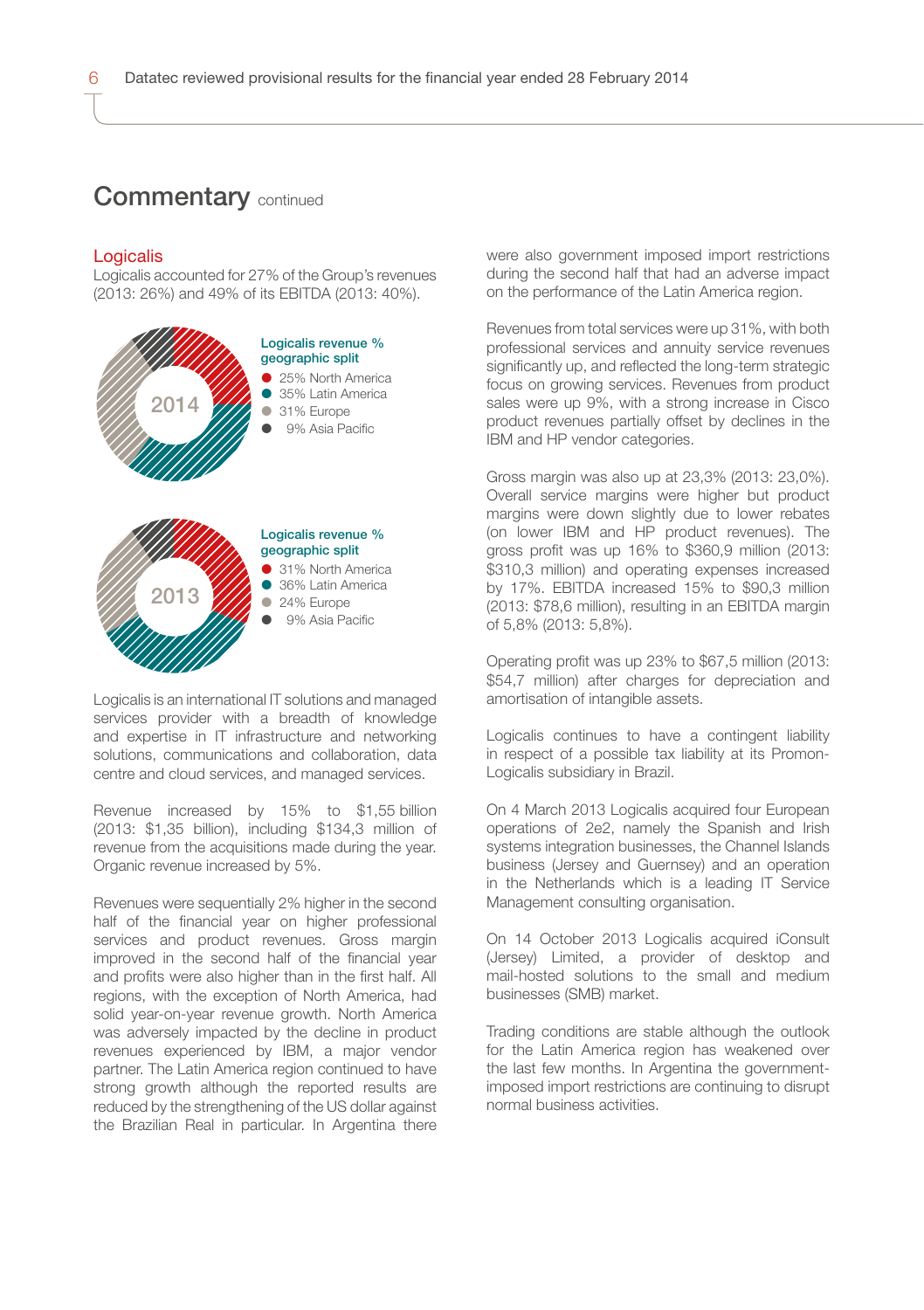## Commentary continued

### Logicalis

Logicalis accounted for 27% of the Group's revenues (2013: 26%) and 49% of its EBITDA (2013: 40%).

**2014 – Logicalis revenue % geographic split**

- 25% North America
- 35% Latin America
- 31% Europe
- 9% Asia Pacific

**2013 – Logicalis revenue % geographic split**

- 31% North America
- 36% Latin America
- 24% Europe
- 9% Asia Pacific

Logicalis is an international IT solutions and managed services provider with a breadth of knowledge and expertise in IT infrastructure and networking solutions, communications and collaboration, data centre and cloud services, and managed services.

Revenue increased by 15% to $1,55 billion (2013: $1,35 billion), including $134,3 million of revenue from the acquisitions made during the year. Organic revenue increased by 5%.

Revenues were sequentially 2% higher in the second half of the financial year on higher professional services and product revenues. Gross margin improved in the second half of the financial year and profits were also higher than in the first half. All regions, with the exception of North America, had solid year-on-year revenue growth. North America was adversely impacted by the decline in product revenues experienced by IBM, a major vendor partner. The Latin America region continued to have strong growth although the reported results are reduced by the strengthening of the US dollar against the Brazilian Real in particular. In Argentina there were also government imposed import restrictions during the second half that had an adverse impact on the performance of the Latin America region.

Revenues from total services were up 31%, with both professional services and annuity service revenues significantly up, and reflected the long-term strategic focus on growing services. Revenues from product sales were up 9%, with a strong increase in Cisco product revenues partially offset by declines in the IBM and HP vendor categories.

Gross margin was also up at 23,3% (2013: 23,0%). Overall service margins were higher but product margins were down slightly due to lower rebates (on lower IBM and HP product revenues). The gross profit was up 16% to $360,9 million (2013: $310,3 million) and operating expenses increased by 17%. EBITDA increased 15% to $90,3 million (2013: $78,6 million), resulting in an EBITDA margin of 5,8% (2013: 5,8%).

Operating profit was up 23% to $67,5 million (2013: $54,7 million) after charges for depreciation and amortisation of intangible assets.

Logicalis continues to have a contingent liability in respect of a possible tax liability at its Promon-Logicalis subsidiary in Brazil.

On 4 March 2013 Logicalis acquired four European operations of 2e2, namely the Spanish and Irish systems integration businesses, the Channel Islands business (Jersey and Guernsey) and an operation in the Netherlands which is a leading IT Service Management consulting organisation.

On 14 October 2013 Logicalis acquired iConsult (Jersey) Limited, a provider of desktop and mail-hosted solutions to the small and medium businesses (SMB) market.

Trading conditions are stable although the outlook for the Latin America region has weakened over the last few months. In Argentina the government-imposed import restrictions are continuing to disrupt normal business activities.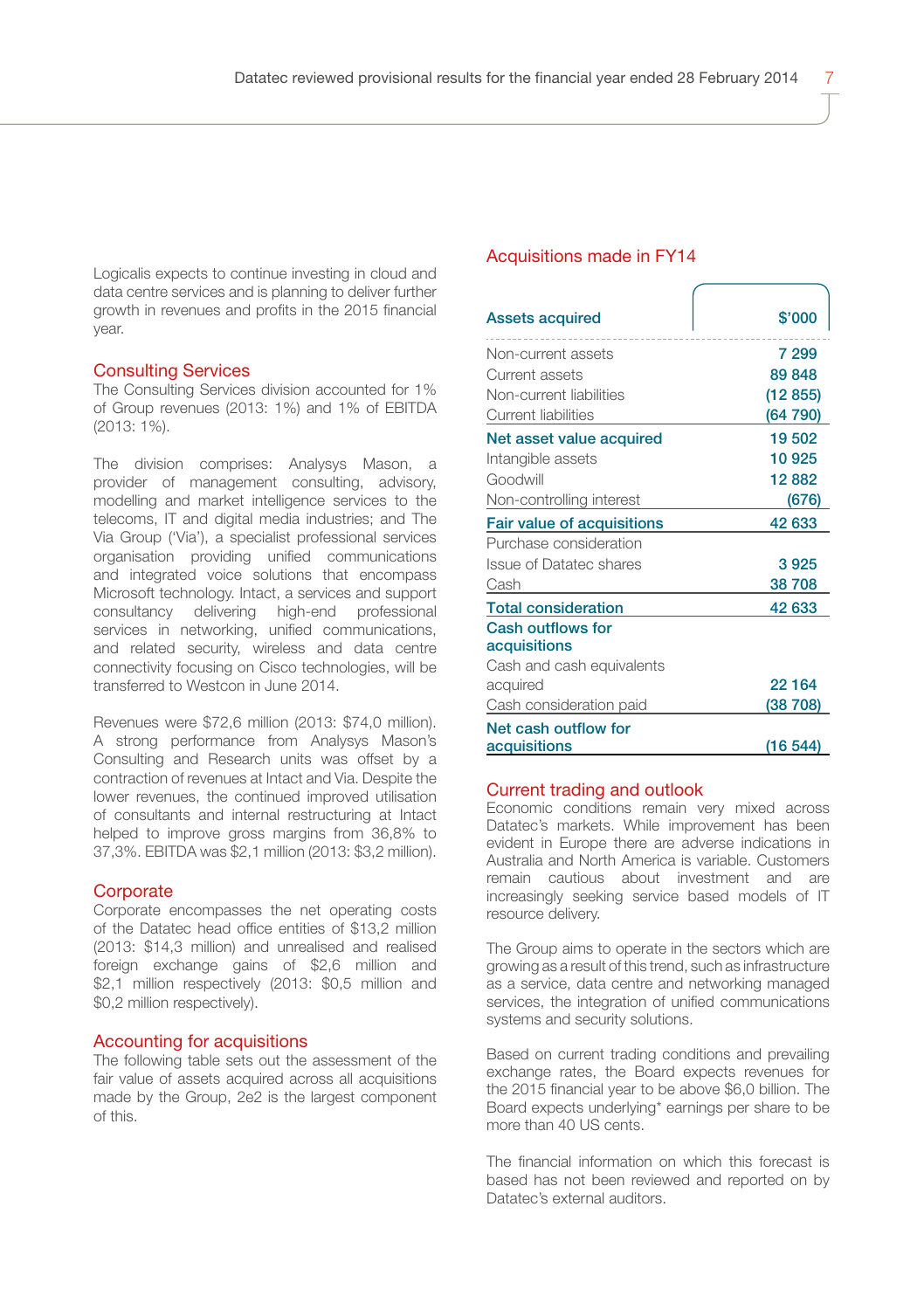Logicalis expects to continue investing in cloud and data centre services and is planning to deliver further growth in revenues and profits in the 2015 financial year.

## Consulting Services

The Consulting Services division accounted for 1% of Group revenues (2013: 1%) and 1% of EBITDA (2013: 1%).

The division comprises: Analysys Mason, a provider of management consulting, advisory, modelling and market intelligence services to the telecoms, IT and digital media industries; and The Via Group ('Via'), a specialist professional services organisation providing unified communications and integrated voice solutions that encompass Microsoft technology. Intact, a services and support consultancy delivering high-end professional services in networking, unified communications, and related security, wireless and data centre connectivity focusing on Cisco technologies, will be transferred to Westcon in June 2014.

Revenues were $72,6 million (2013: $74,0 million). A strong performance from Analysys Mason's Consulting and Research units was offset by a contraction of revenues at Intact and Via. Despite the lower revenues, the continued improved utilisation of consultants and internal restructuring at Intact helped to improve gross margins from 36,8% to 37,3%. EBITDA was $2,1 million (2013: $3,2 million).

## Corporate

Corporate encompasses the net operating costs of the Datatec head office entities of $13,2 million (2013: $14,3 million) and unrealised and realised foreign exchange gains of $2,6 million and $2,1 million respectively (2013: $0,5 million and $0,2 million respectively).

## Accounting for acquisitions

The following table sets out the assessment of the fair value of assets acquired across all acquisitions made by the Group, 2e2 is the largest component of this.

## Acquisitions made in FY14

| Assets acquired | $'000 |
|---|---|
| Non-current assets | 7 299 |
| Current assets | 89 848 |
| Non-current liabilities | (12 855) |
| Current liabilities | (64 790) |
| **Net asset value acquired** | **19 502** |
| Intangible assets | 10 925 |
| Goodwill | 12 882 |
| Non-controlling interest | (676) |
| **Fair value of acquisitions** | **42 633** |
| Purchase consideration | |
| Issue of Datatec shares | 3 925 |
| Cash | 38 708 |
| **Total consideration** | **42 633** |
| **Cash outflows for acquisitions** | |
| Cash and cash equivalents acquired | 22 164 |
| Cash consideration paid | (38 708) |
| **Net cash outflow for acquisitions** | **(16 544)** |

## Current trading and outlook

Economic conditions remain very mixed across Datatec's markets. While improvement has been evident in Europe there are adverse indications in Australia and North America is variable. Customers remain cautious about investment and are increasingly seeking service based models of IT resource delivery.

The Group aims to operate in the sectors which are growing as a result of this trend, such as infrastructure as a service, data centre and networking managed services, the integration of unified communications systems and security solutions.

Based on current trading conditions and prevailing exchange rates, the Board expects revenues for the 2015 financial year to be above $6,0 billion. The Board expects underlying* earnings per share to be more than 40 US cents.

The financial information on which this forecast is based has not been reviewed and reported on by Datatec's external auditors.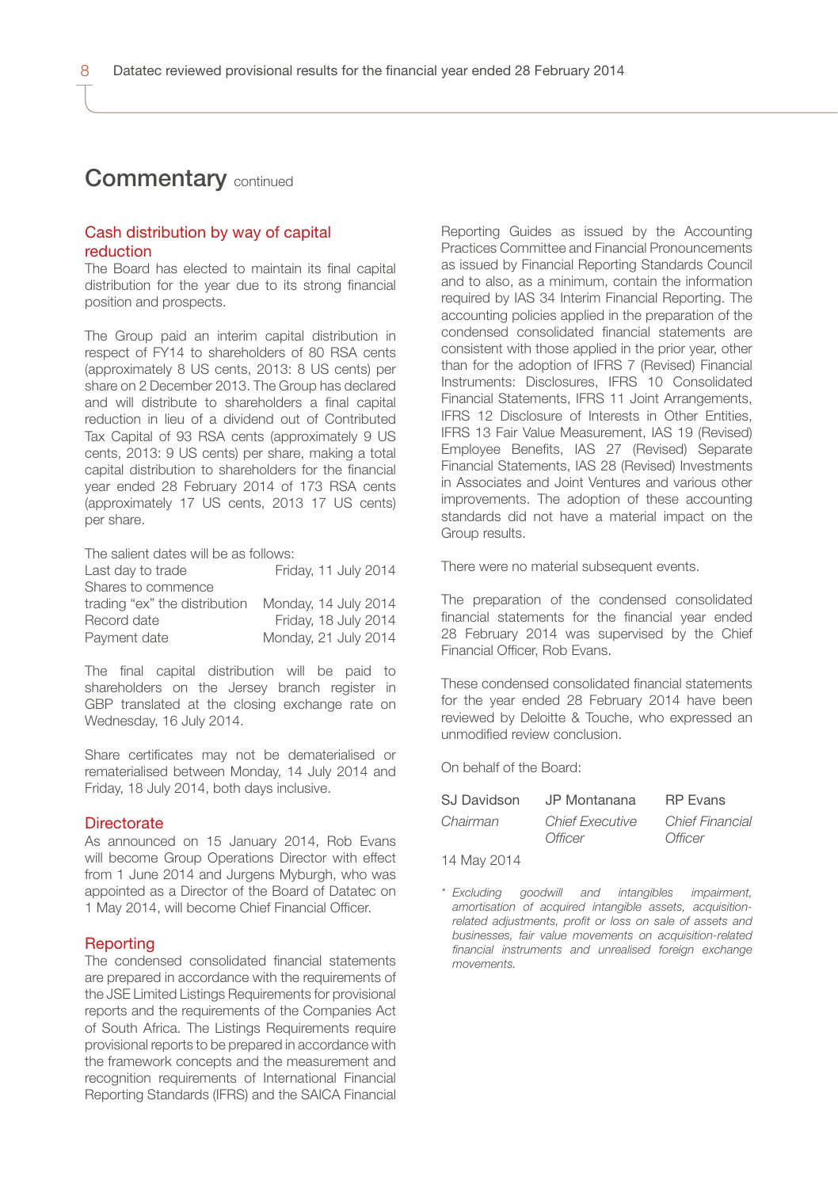# Commentary continued

## Cash distribution by way of capital reduction

The Board has elected to maintain its final capital distribution for the year due to its strong financial position and prospects.

The Group paid an interim capital distribution in respect of FY14 to shareholders of 80 RSA cents (approximately 8 US cents, 2013: 8 US cents) per share on 2 December 2013. The Group has declared and will distribute to shareholders a final capital reduction in lieu of a dividend out of Contributed Tax Capital of 93 RSA cents (approximately 9 US cents, 2013: 9 US cents) per share, making a total capital distribution to shareholders for the financial year ended 28 February 2014 of 173 RSA cents (approximately 17 US cents, 2013 17 US cents) per share.

The salient dates will be as follows:

| | |
|---|---|
| Last day to trade | Friday, 11 July 2014 |
| Shares to commence trading "ex" the distribution | Monday, 14 July 2014 |
| Record date | Friday, 18 July 2014 |
| Payment date | Monday, 21 July 2014 |

The final capital distribution will be paid to shareholders on the Jersey branch register in GBP translated at the closing exchange rate on Wednesday, 16 July 2014.

Share certificates may not be dematerialised or rematerialised between Monday, 14 July 2014 and Friday, 18 July 2014, both days inclusive.

## Directorate

As announced on 15 January 2014, Rob Evans will become Group Operations Director with effect from 1 June 2014 and Jurgens Myburgh, who was appointed as a Director of the Board of Datatec on 1 May 2014, will become Chief Financial Officer.

## Reporting

The condensed consolidated financial statements are prepared in accordance with the requirements of the JSE Limited Listings Requirements for provisional reports and the requirements of the Companies Act of South Africa. The Listings Requirements require provisional reports to be prepared in accordance with the framework concepts and the measurement and recognition requirements of International Financial Reporting Standards (IFRS) and the SAICA Financial Reporting Guides as issued by the Accounting Practices Committee and Financial Pronouncements as issued by Financial Reporting Standards Council and to also, as a minimum, contain the information required by IAS 34 Interim Financial Reporting. The accounting policies applied in the preparation of the condensed consolidated financial statements are consistent with those applied in the prior year, other than for the adoption of IFRS 7 (Revised) Financial Instruments: Disclosures, IFRS 10 Consolidated Financial Statements, IFRS 11 Joint Arrangements, IFRS 12 Disclosure of Interests in Other Entities, IFRS 13 Fair Value Measurement, IAS 19 (Revised) Employee Benefits, IAS 27 (Revised) Separate Financial Statements, IAS 28 (Revised) Investments in Associates and Joint Ventures and various other improvements. The adoption of these accounting standards did not have a material impact on the Group results.

There were no material subsequent events.

The preparation of the condensed consolidated financial statements for the financial year ended 28 February 2014 was supervised by the Chief Financial Officer, Rob Evans.

These condensed consolidated financial statements for the year ended 28 February 2014 have been reviewed by Deloitte & Touche, who expressed an unmodified review conclusion.

On behalf of the Board:

| SJ Davidson | JP Montanana | RP Evans |
|---|---|---|
| *Chairman* | *Chief Executive Officer* | *Chief Financial Officer* |

14 May 2014

*\* Excluding goodwill and intangibles impairment, amortisation of acquired intangible assets, acquisition-related adjustments, profit or loss on sale of assets and businesses, fair value movements on acquisition-related financial instruments and unrealised foreign exchange movements.*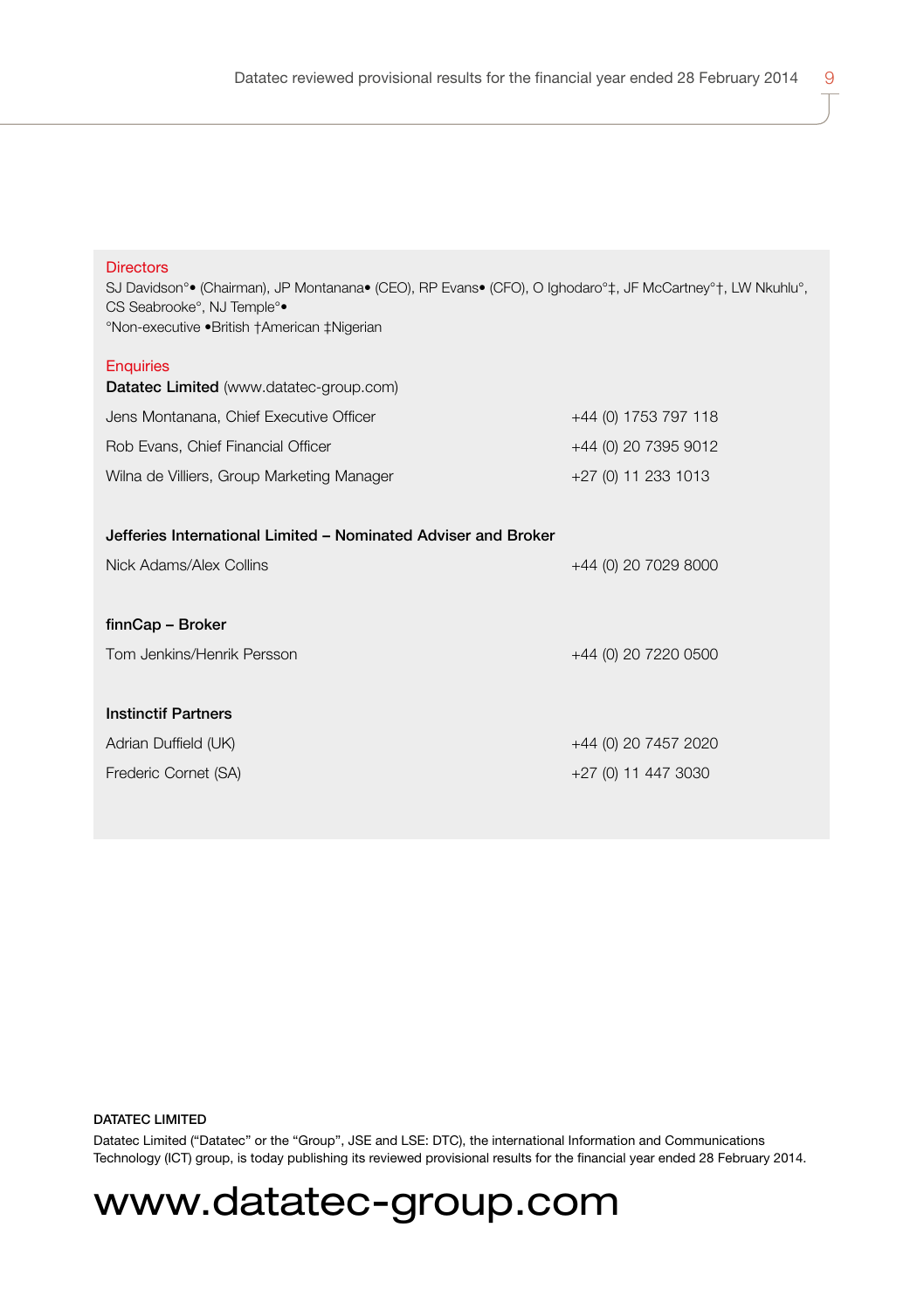## Directors

SJ Davidson°• (Chairman), JP Montanana• (CEO), RP Evans• (CFO), O Ighodaro°‡, JF McCartney°†, LW Nkuhlu°, CS Seabrooke°, NJ Temple°•
°Non-executive •British †American ‡Nigerian

## Enquiries

**Datatec Limited** (www.datatec-group.com)

| | |
|---|---|
| Jens Montanana, Chief Executive Officer | +44 (0) 1753 797 118 |
| Rob Evans, Chief Financial Officer | +44 (0) 20 7395 9012 |
| Wilna de Villiers, Group Marketing Manager | +27 (0) 11 233 1013 |

**Jefferies International Limited – Nominated Adviser and Broker**

| | |
|---|---|
| Nick Adams/Alex Collins | +44 (0) 20 7029 8000 |

**finnCap – Broker**

| | |
|---|---|
| Tom Jenkins/Henrik Persson | +44 (0) 20 7220 0500 |

**Instinctif Partners**

| | |
|---|---|
| Adrian Duffield (UK) | +44 (0) 20 7457 2020 |
| Frederic Cornet (SA) | +27 (0) 11 447 3030 |

**DATATEC LIMITED**

Datatec Limited ("Datatec" or the "Group", JSE and LSE: DTC), the international Information and Communications Technology (ICT) group, is today publishing its reviewed provisional results for the financial year ended 28 February 2014.

# www.datatec-group.com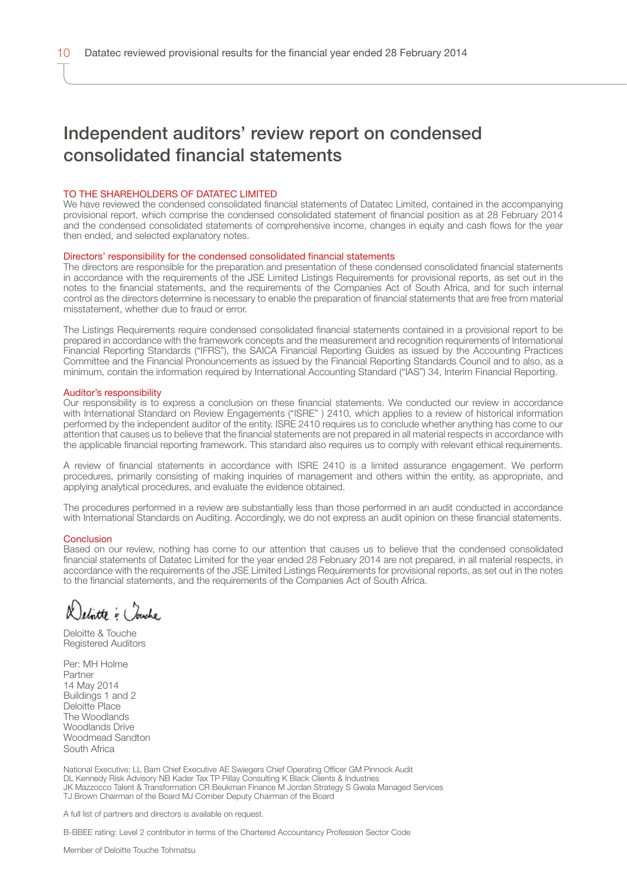# Independent auditors' review report on condensed consolidated financial statements

TO THE SHAREHOLDERS OF DATATEC LIMITED

We have reviewed the condensed consolidated financial statements of Datatec Limited, contained in the accompanying provisional report, which comprise the condensed consolidated statement of financial position as at 28 February 2014 and the condensed consolidated statements of comprehensive income, changes in equity and cash flows for the year then ended, and selected explanatory notes.

## Directors' responsibility for the condensed consolidated financial statements

The directors are responsible for the preparation and presentation of these condensed consolidated financial statements in accordance with the requirements of the JSE Limited Listings Requirements for provisional reports, as set out in the notes to the financial statements, and the requirements of the Companies Act of South Africa, and for such internal control as the directors determine is necessary to enable the preparation of financial statements that are free from material misstatement, whether due to fraud or error.

The Listings Requirements require condensed consolidated financial statements contained in a provisional report to be prepared in accordance with the framework concepts and the measurement and recognition requirements of International Financial Reporting Standards ("IFRS"), the SAICA Financial Reporting Guides as issued by the Accounting Practices Committee and the Financial Pronouncements as issued by the Financial Reporting Standards Council and to also, as a minimum, contain the information required by International Accounting Standard ("IAS") 34, Interim Financial Reporting.

## Auditor's responsibility

Our responsibility is to express a conclusion on these financial statements. We conducted our review in accordance with International Standard on Review Engagements ("ISRE" ) 2410, which applies to a review of historical information performed by the independent auditor of the entity. ISRE 2410 requires us to conclude whether anything has come to our attention that causes us to believe that the financial statements are not prepared in all material respects in accordance with the applicable financial reporting framework. This standard also requires us to comply with relevant ethical requirements.

A review of financial statements in accordance with ISRE 2410 is a limited assurance engagement. We perform procedures, primarily consisting of making inquiries of management and others within the entity, as appropriate, and applying analytical procedures, and evaluate the evidence obtained.

The procedures performed in a review are substantially less than those performed in an audit conducted in accordance with International Standards on Auditing. Accordingly, we do not express an audit opinion on these financial statements.

## Conclusion

Based on our review, nothing has come to our attention that causes us to believe that the condensed consolidated financial statements of Datatec Limited for the year ended 28 February 2014 are not prepared, in all material respects, in accordance with the requirements of the JSE Limited Listings Requirements for provisional reports, as set out in the notes to the financial statements, and the requirements of the Companies Act of South Africa.

Deloitte & Touche

Deloitte & Touche  
Registered Auditors

Per: MH Holme  
Partner  
14 May 2014  
Buildings 1 and 2  
Deloitte Place  
The Woodlands  
Woodlands Drive  
Woodmead Sandton  
South Africa

National Executive: LL Bam Chief Executive AE Swiegers Chief Operating Officer GM Pinnock Audit DL Kennedy Risk Advisory NB Kader Tax TP Pillay Consulting K Black Clients & Industries JK Mazzocco Talent & Transformation CR Beukman Finance M Jordan Strategy S Gwala Managed Services TJ Brown Chairman of the Board MJ Comber Deputy Chairman of the Board

A full list of partners and directors is available on request.

B-BBEE rating: Level 2 contributor in terms of the Chartered Accountancy Profession Sector Code

Member of Deloitte Touche Tohmatsu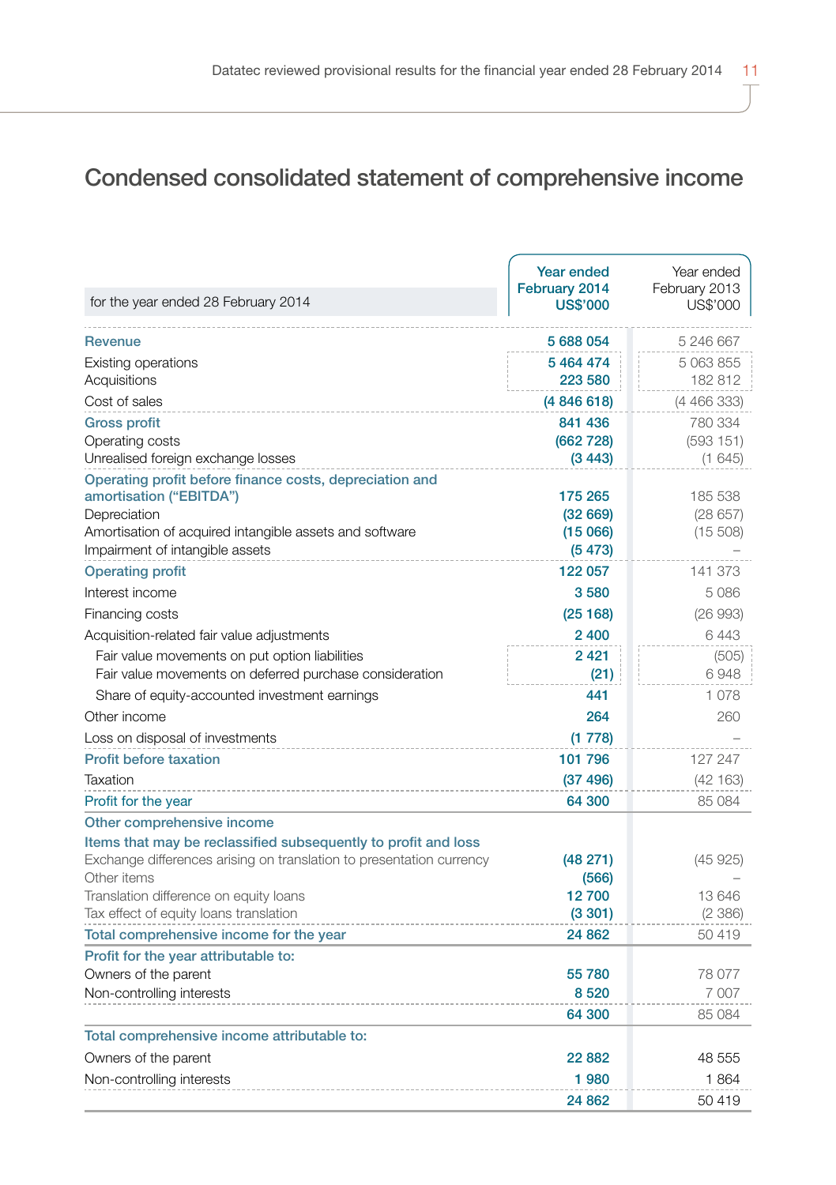# Condensed consolidated statement of comprehensive income

| for the year ended 28 February 2014 | Year ended February 2014 US$'000 | Year ended February 2013 US$'000 |
|---|---|---|
| **Revenue** | 5 688 054 | 5 246 667 |
| Existing operations | 5 464 474 | 5 063 855 |
| Acquisitions | 223 580 | 182 812 |
| Cost of sales | (4 846 618) | (4 466 333) |
| **Gross profit** | 841 436 | 780 334 |
| Operating costs | (662 728) | (593 151) |
| Unrealised foreign exchange losses | (3 443) | (1 645) |
| **Operating profit before finance costs, depreciation and amortisation ("EBITDA")** | 175 265 | 185 538 |
| Depreciation | (32 669) | (28 657) |
| Amortisation of acquired intangible assets and software | (15 066) | (15 508) |
| Impairment of intangible assets | (5 473) | – |
| **Operating profit** | 122 057 | 141 373 |
| Interest income | 3 580 | 5 086 |
| Financing costs | (25 168) | (26 993) |
| Acquisition-related fair value adjustments | 2 400 | 6 443 |
| Fair value movements on put option liabilities | 2 421 | (505) |
| Fair value movements on deferred purchase consideration | (21) | 6 948 |
| Share of equity-accounted investment earnings | 441 | 1 078 |
| Other income | 264 | 260 |
| Loss on disposal of investments | (1 778) | – |
| **Profit before taxation** | 101 796 | 127 247 |
| Taxation | (37 496) | (42 163) |
| **Profit for the year** | 64 300 | 85 084 |
| **Other comprehensive income** | | |
| **Items that may be reclassified subsequently to profit and loss** | | |
| Exchange differences arising on translation to presentation currency | (48 271) | (45 925) |
| Other items | (566) | – |
| Translation difference on equity loans | 12 700 | 13 646 |
| Tax effect of equity loans translation | (3 301) | (2 386) |
| **Total comprehensive income for the year** | 24 862 | 50 419 |
| **Profit for the year attributable to:** | | |
| Owners of the parent | 55 780 | 78 077 |
| Non-controlling interests | 8 520 | 7 007 |
| | 64 300 | 85 084 |
| **Total comprehensive income attributable to:** | | |
| Owners of the parent | 22 882 | 48 555 |
| Non-controlling interests | 1 980 | 1 864 |
| | 24 862 | 50 419 |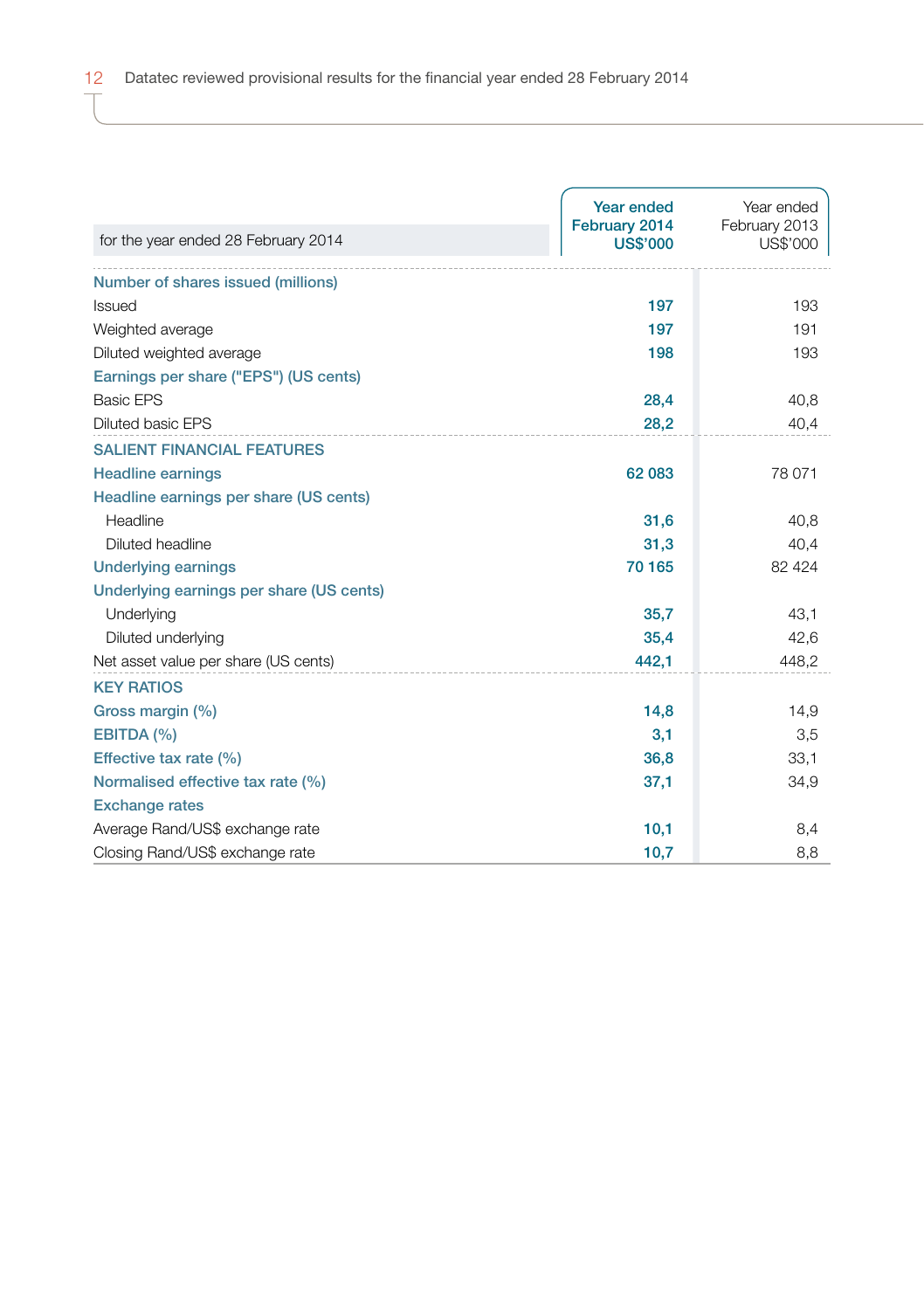| for the year ended 28 February 2014 | Year ended February 2014 US$'000 | Year ended February 2013 US$'000 |
|---|---|---|
| **Number of shares issued (millions)** | | |
| Issued | **197** | 193 |
| Weighted average | **197** | 191 |
| Diluted weighted average | **198** | 193 |
| **Earnings per share ("EPS") (US cents)** | | |
| Basic EPS | **28,4** | 40,8 |
| Diluted basic EPS | **28,2** | 40,4 |
| **SALIENT FINANCIAL FEATURES** | | |
| **Headline earnings** | **62 083** | 78 071 |
| **Headline earnings per share (US cents)** | | |
| Headline | **31,6** | 40,8 |
| Diluted headline | **31,3** | 40,4 |
| **Underlying earnings** | **70 165** | 82 424 |
| **Underlying earnings per share (US cents)** | | |
| Underlying | **35,7** | 43,1 |
| Diluted underlying | **35,4** | 42,6 |
| Net asset value per share (US cents) | **442,1** | 448,2 |
| **KEY RATIOS** | | |
| **Gross margin (%)** | **14,8** | 14,9 |
| **EBITDA (%)** | **3,1** | 3,5 |
| **Effective tax rate (%)** | **36,8** | 33,1 |
| **Normalised effective tax rate (%)** | **37,1** | 34,9 |
| **Exchange rates** | | |
| Average Rand/US$ exchange rate | **10,1** | 8,4 |
| Closing Rand/US$ exchange rate | **10,7** | 8,8 |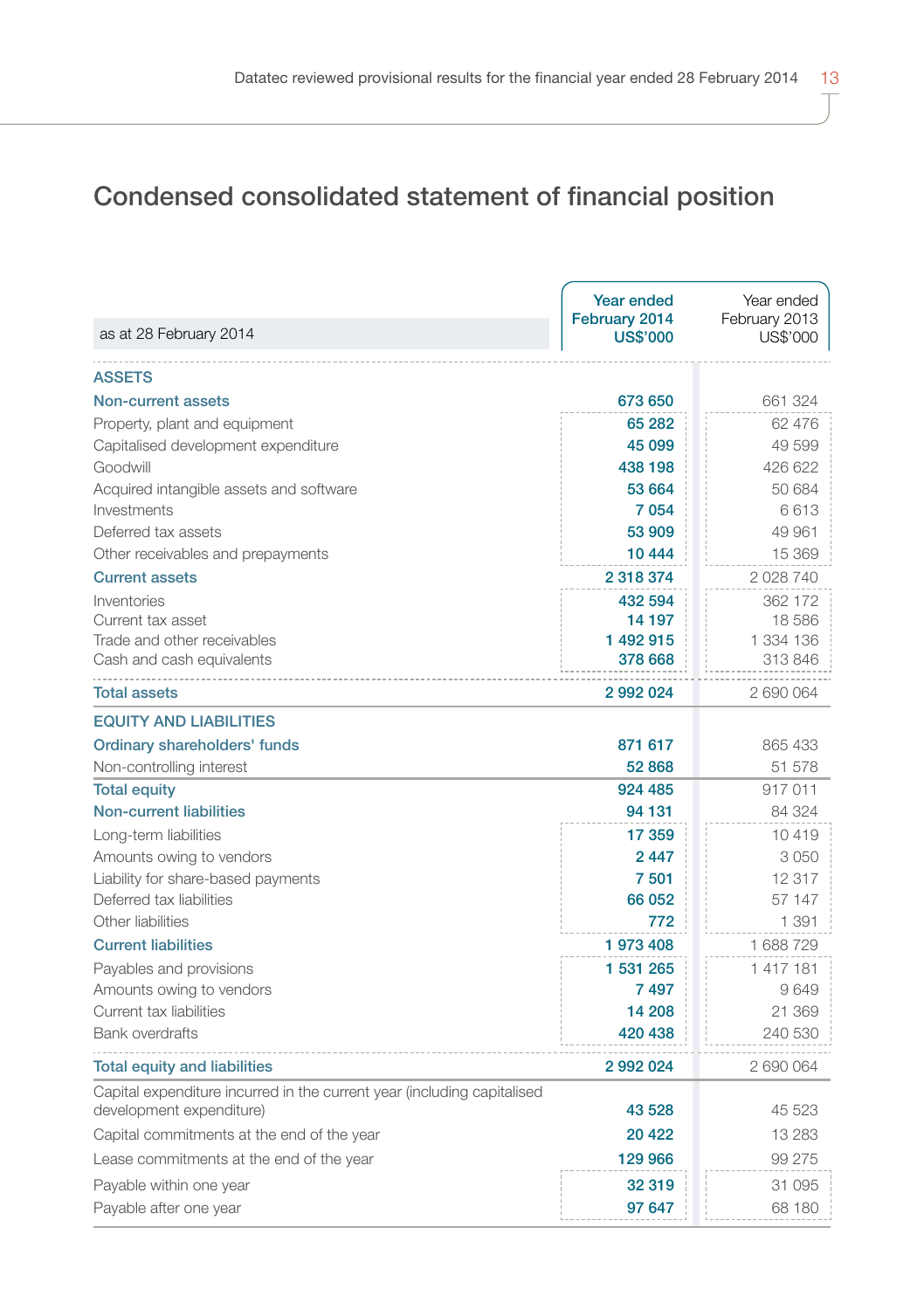# Condensed consolidated statement of financial position

| as at 28 February 2014 | Year ended February 2014 US$'000 | Year ended February 2013 US$'000 |
|---|---|---|
| **ASSETS** | | |
| **Non-current assets** | **673 650** | 661 324 |
| Property, plant and equipment | **65 282** | 62 476 |
| Capitalised development expenditure | **45 099** | 49 599 |
| Goodwill | **438 198** | 426 622 |
| Acquired intangible assets and software | **53 664** | 50 684 |
| Investments | **7 054** | 6 613 |
| Deferred tax assets | **53 909** | 49 961 |
| Other receivables and prepayments | **10 444** | 15 369 |
| **Current assets** | **2 318 374** | 2 028 740 |
| Inventories | **432 594** | 362 172 |
| Current tax asset | **14 197** | 18 586 |
| Trade and other receivables | **1 492 915** | 1 334 136 |
| Cash and cash equivalents | **378 668** | 313 846 |
| **Total assets** | **2 992 024** | 2 690 064 |
| **EQUITY AND LIABILITIES** | | |
| **Ordinary shareholders' funds** | **871 617** | 865 433 |
| Non-controlling interest | **52 868** | 51 578 |
| **Total equity** | **924 485** | 917 011 |
| **Non-current liabilities** | **94 131** | 84 324 |
| Long-term liabilities | **17 359** | 10 419 |
| Amounts owing to vendors | **2 447** | 3 050 |
| Liability for share-based payments | **7 501** | 12 317 |
| Deferred tax liabilities | **66 052** | 57 147 |
| Other liabilities | **772** | 1 391 |
| **Current liabilities** | **1 973 408** | 1 688 729 |
| Payables and provisions | **1 531 265** | 1 417 181 |
| Amounts owing to vendors | **7 497** | 9 649 |
| Current tax liabilities | **14 208** | 21 369 |
| Bank overdrafts | **420 438** | 240 530 |
| **Total equity and liabilities** | **2 992 024** | 2 690 064 |
| Capital expenditure incurred in the current year (including capitalised development expenditure) | **43 528** | 45 523 |
| Capital commitments at the end of the year | **20 422** | 13 283 |
| Lease commitments at the end of the year | **129 966** | 99 275 |
| Payable within one year | **32 319** | 31 095 |
| Payable after one year | **97 647** | 68 180 |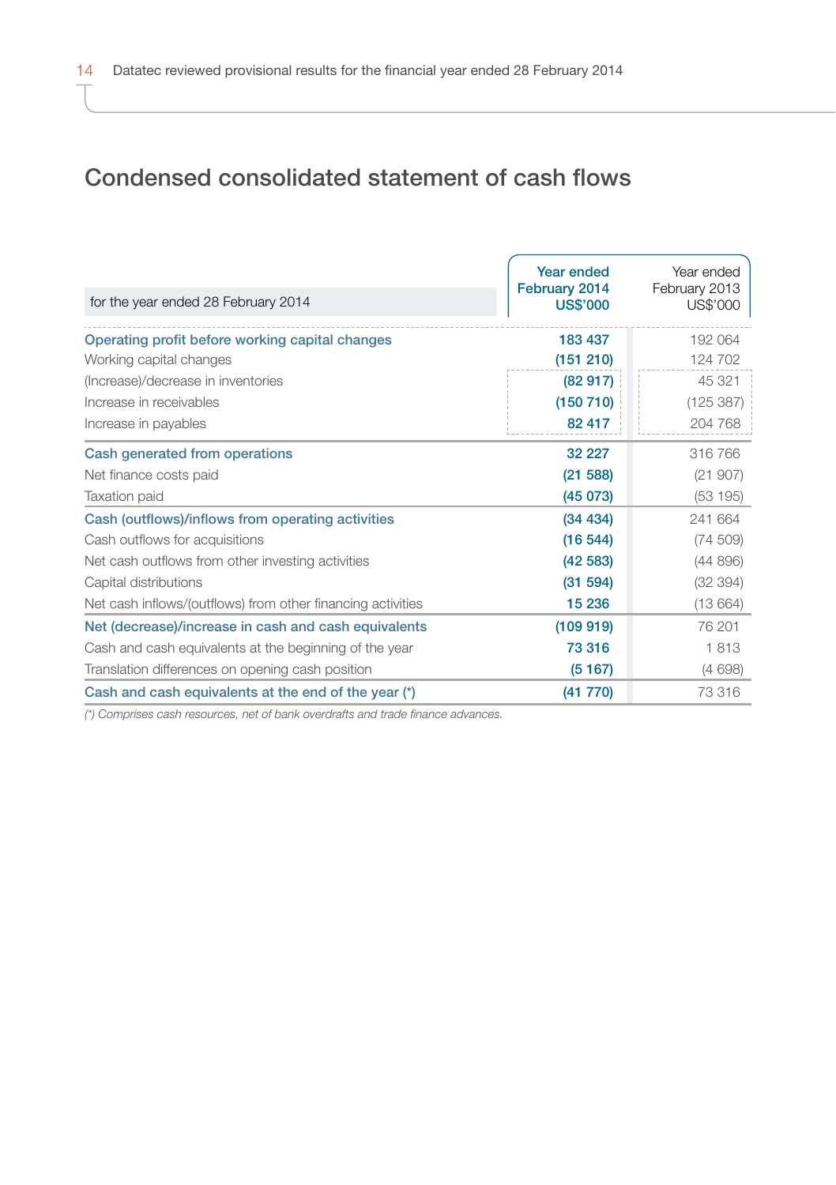# Condensed consolidated statement of cash flows

| for the year ended 28 February 2014 | Year ended February 2014 US$'000 | Year ended February 2013 US$'000 |
|---|---|---|
| **Operating profit before working capital changes** | **183 437** | 192 064 |
| Working capital changes | **(151 210)** | 124 702 |
| (Increase)/decrease in inventories | **(82 917)** | 45 321 |
| Increase in receivables | **(150 710)** | (125 387) |
| Increase in payables | **82 417** | 204 768 |
| **Cash generated from operations** | **32 227** | 316 766 |
| Net finance costs paid | **(21 588)** | (21 907) |
| Taxation paid | **(45 073)** | (53 195) |
| **Cash (outflows)/inflows from operating activities** | **(34 434)** | 241 664 |
| Cash outflows for acquisitions | **(16 544)** | (74 509) |
| Net cash outflows from other investing activities | **(42 583)** | (44 896) |
| Capital distributions | **(31 594)** | (32 394) |
| Net cash inflows/(outflows) from other financing activities | **15 236** | (13 664) |
| **Net (decrease)/increase in cash and cash equivalents** | **(109 919)** | 76 201 |
| Cash and cash equivalents at the beginning of the year | **73 316** | 1 813 |
| Translation differences on opening cash position | **(5 167)** | (4 698) |
| **Cash and cash equivalents at the end of the year (*)** | **(41 770)** | 73 316 |

*(*) Comprises cash resources, net of bank overdrafts and trade finance advances.*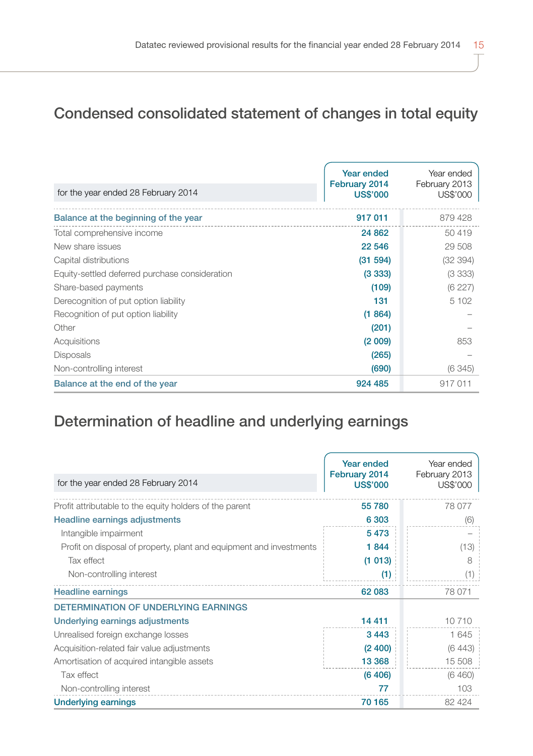## Condensed consolidated statement of changes in total equity

| for the year ended 28 February 2014 | Year ended February 2014 US$'000 | Year ended February 2013 US$'000 |
|---|---|---|
| **Balance at the beginning of the year** | **917 011** | 879 428 |
| Total comprehensive income | **24 862** | 50 419 |
| New share issues | **22 546** | 29 508 |
| Capital distributions | **(31 594)** | (32 394) |
| Equity-settled deferred purchase consideration | **(3 333)** | (3 333) |
| Share-based payments | **(109)** | (6 227) |
| Derecognition of put option liability | **131** | 5 102 |
| Recognition of put option liability | **(1 864)** | – |
| Other | **(201)** | – |
| Acquisitions | **(2 009)** | 853 |
| Disposals | **(265)** | – |
| Non-controlling interest | **(690)** | (6 345) |
| **Balance at the end of the year** | **924 485** | 917 011 |

## Determination of headline and underlying earnings

| for the year ended 28 February 2014 | Year ended February 2014 US$'000 | Year ended February 2013 US$'000 |
|---|---|---|
| Profit attributable to the equity holders of the parent | **55 780** | 78 077 |
| **Headline earnings adjustments** | **6 303** | (6) |
| Intangible impairment | **5 473** | – |
| Profit on disposal of property, plant and equipment and investments | **1 844** | (13) |
| Tax effect | **(1 013)** | 8 |
| Non-controlling interest | **(1)** | (1) |
| **Headline earnings** | **62 083** | 78 071 |
| **DETERMINATION OF UNDERLYING EARNINGS** | | |
| **Underlying earnings adjustments** | **14 411** | 10 710 |
| Unrealised foreign exchange losses | **3 443** | 1 645 |
| Acquisition-related fair value adjustments | **(2 400)** | (6 443) |
| Amortisation of acquired intangible assets | **13 368** | 15 508 |
| Tax effect | **(6 406)** | (6 460) |
| Non-controlling interest | **77** | 103 |
| **Underlying earnings** | **70 165** | 82 424 |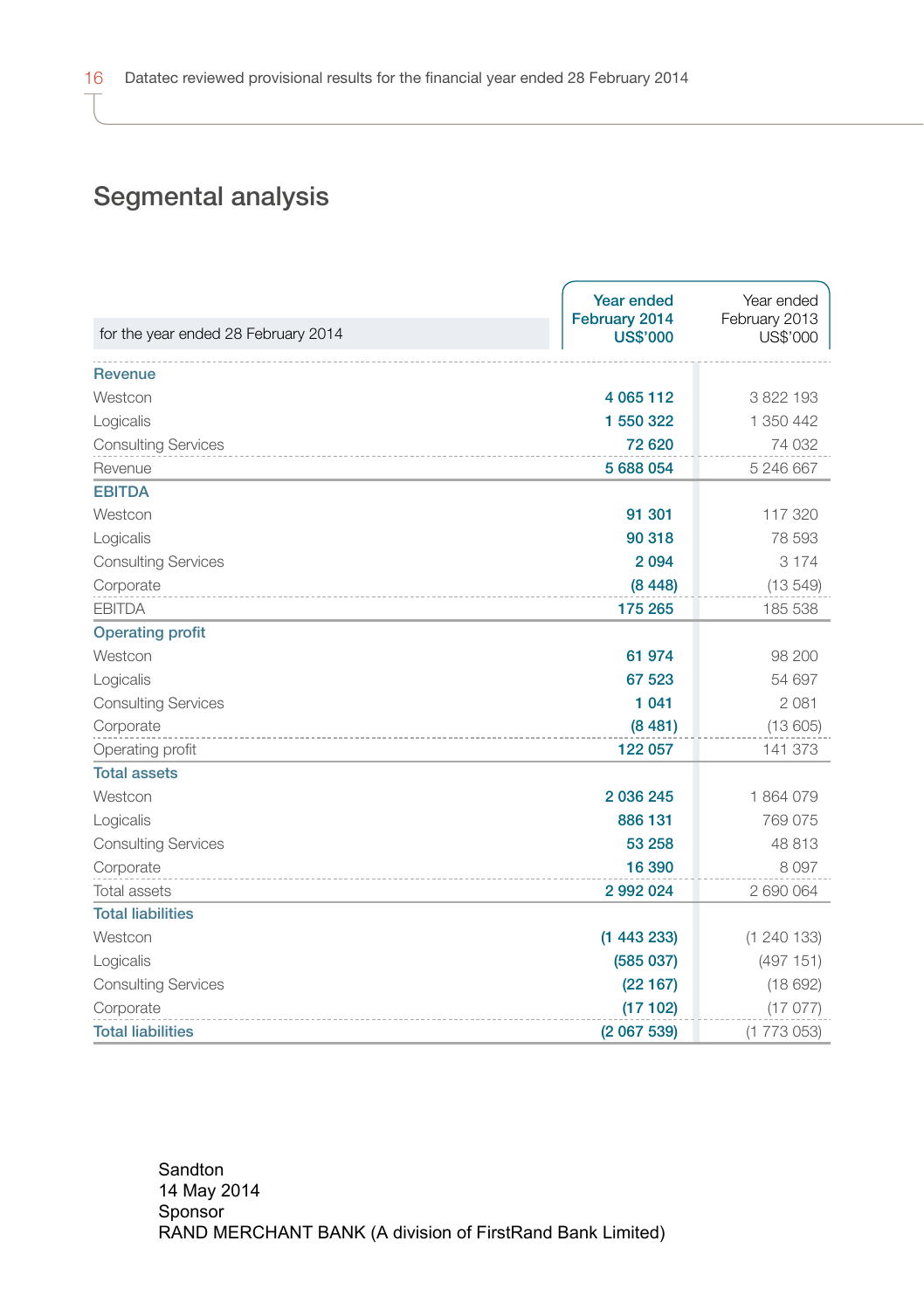# Segmental analysis

| for the year ended 28 February 2014 | Year ended February 2014 US$'000 | Year ended February 2013 US$'000 |
|---|---|---|
| **Revenue** | | |
| Westcon | **4 065 112** | 3 822 193 |
| Logicalis | **1 550 322** | 1 350 442 |
| Consulting Services | **72 620** | 74 032 |
| Revenue | **5 688 054** | 5 246 667 |
| **EBITDA** | | |
| Westcon | **91 301** | 117 320 |
| Logicalis | **90 318** | 78 593 |
| Consulting Services | **2 094** | 3 174 |
| Corporate | **(8 448)** | (13 549) |
| EBITDA | **175 265** | 185 538 |
| **Operating profit** | | |
| Westcon | **61 974** | 98 200 |
| Logicalis | **67 523** | 54 697 |
| Consulting Services | **1 041** | 2 081 |
| Corporate | **(8 481)** | (13 605) |
| Operating profit | **122 057** | 141 373 |
| **Total assets** | | |
| Westcon | **2 036 245** | 1 864 079 |
| Logicalis | **886 131** | 769 075 |
| Consulting Services | **53 258** | 48 813 |
| Corporate | **16 390** | 8 097 |
| Total assets | **2 992 024** | 2 690 064 |
| **Total liabilities** | | |
| Westcon | **(1 443 233)** | (1 240 133) |
| Logicalis | **(585 037)** | (497 151) |
| Consulting Services | **(22 167)** | (18 692) |
| Corporate | **(17 102)** | (17 077) |
| **Total liabilities** | **(2 067 539)** | (1 773 053) |

Sandton
14 May 2014
Sponsor
RAND MERCHANT BANK (A division of FirstRand Bank Limited)